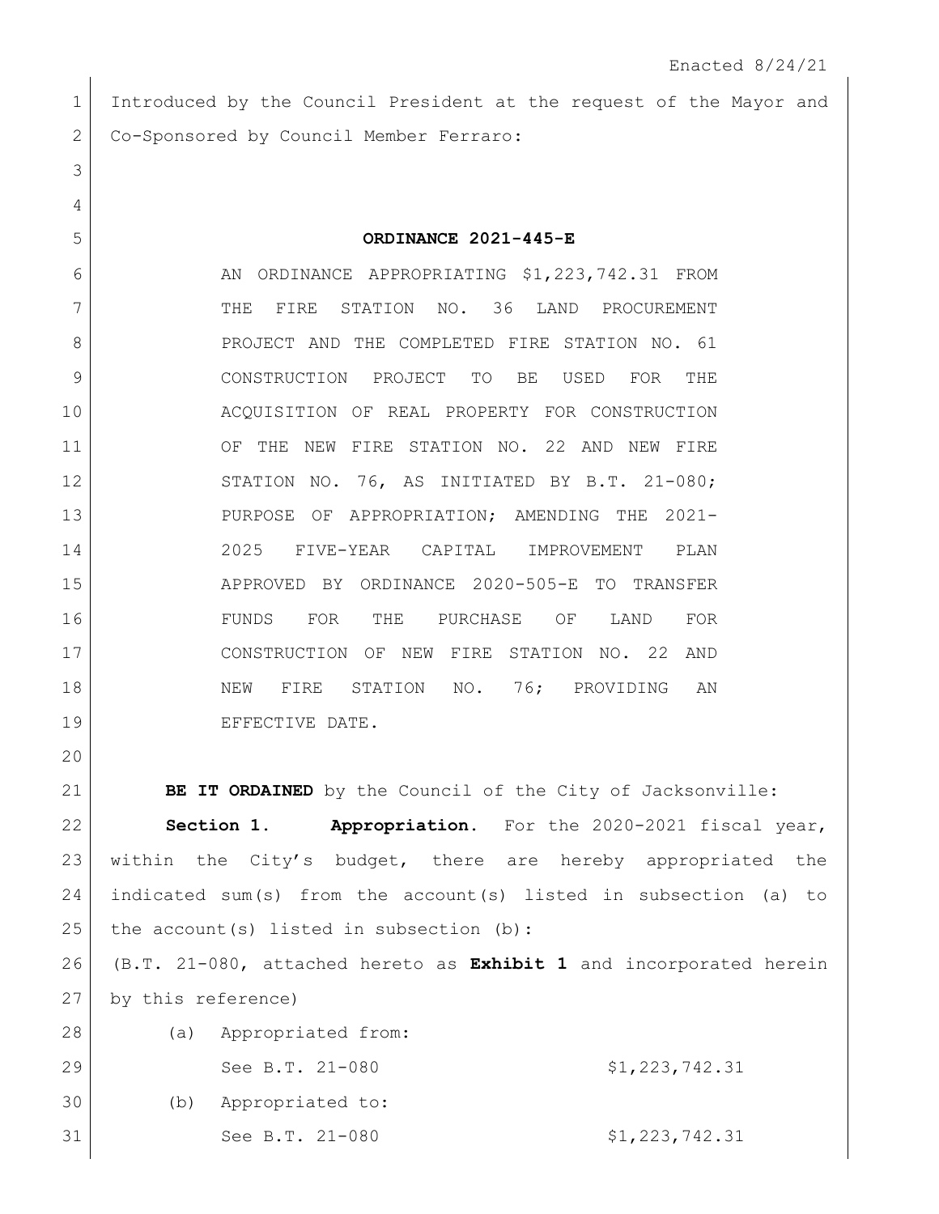Enacted 8/24/21

Introduced by the Council President at the request of the Mayor and Co-Sponsored by Council Member Ferraro:

**ORDINANCE 2021-445-E**

AN ORDINANCE APPROPRIATING $1,223,742.31 FROM THE FIRE STATION NO. 36 LAND PROCUREMENT PROJECT AND THE COMPLETED FIRE STATION NO. 61 CONSTRUCTION PROJECT TO BE USED FOR THE ACQUISITION OF REAL PROPERTY FOR CONSTRUCTION OF THE NEW FIRE STATION NO. 22 AND NEW FIRE STATION NO. 76, AS INITIATED BY B.T. 21-080; PURPOSE OF APPROPRIATION; AMENDING THE 2021-2025 FIVE-YEAR CAPITAL IMPROVEMENT PLAN APPROVED BY ORDINANCE 2020-505-E TO TRANSFER FUNDS FOR THE PURCHASE OF LAND FOR CONSTRUCTION OF NEW FIRE STATION NO. 22 AND NEW FIRE STATION NO. 76; PROVIDING AN EFFECTIVE DATE.

**BE IT ORDAINED** by the Council of the City of Jacksonville:

**Section 1. Appropriation.** For the 2020-2021 fiscal year, within the City's budget, there are hereby appropriated the indicated sum(s) from the account(s) listed in subsection (a) to the account(s) listed in subsection (b):

(B.T. 21-080, attached hereto as **Exhibit 1** and incorporated herein by this reference)

(a) Appropriated from:

See B.T. 21-080 $1,223,742.31

(b) Appropriated to:

See B.T. 21-080 $1,223,742.31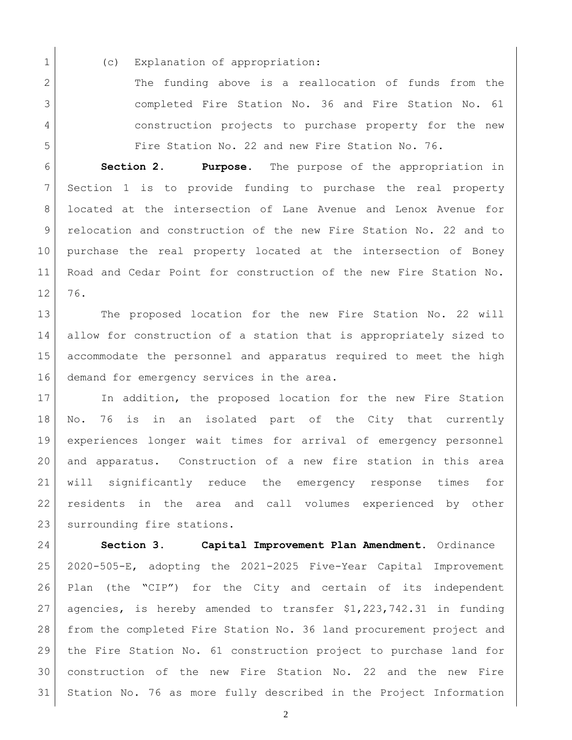(c) Explanation of appropriation:

The funding above is a reallocation of funds from the completed Fire Station No. 36 and Fire Station No. 61 construction projects to purchase property for the new Fire Station No. 22 and new Fire Station No. 76.

**Section 2. Purpose.** The purpose of the appropriation in Section 1 is to provide funding to purchase the real property located at the intersection of Lane Avenue and Lenox Avenue for relocation and construction of the new Fire Station No. 22 and to purchase the real property located at the intersection of Boney Road and Cedar Point for construction of the new Fire Station No. 76.

The proposed location for the new Fire Station No. 22 will allow for construction of a station that is appropriately sized to accommodate the personnel and apparatus required to meet the high demand for emergency services in the area.

In addition, the proposed location for the new Fire Station No. 76 is in an isolated part of the City that currently experiences longer wait times for arrival of emergency personnel and apparatus. Construction of a new fire station in this area will significantly reduce the emergency response times for residents in the area and call volumes experienced by other surrounding fire stations.

**Section 3. Capital Improvement Plan Amendment.** Ordinance 2020-505-E, adopting the 2021-2025 Five-Year Capital Improvement Plan (the "CIP") for the City and certain of its independent agencies, is hereby amended to transfer $1,223,742.31 in funding from the completed Fire Station No. 36 land procurement project and the Fire Station No. 61 construction project to purchase land for construction of the new Fire Station No. 22 and the new Fire Station No. 76 as more fully described in the Project Information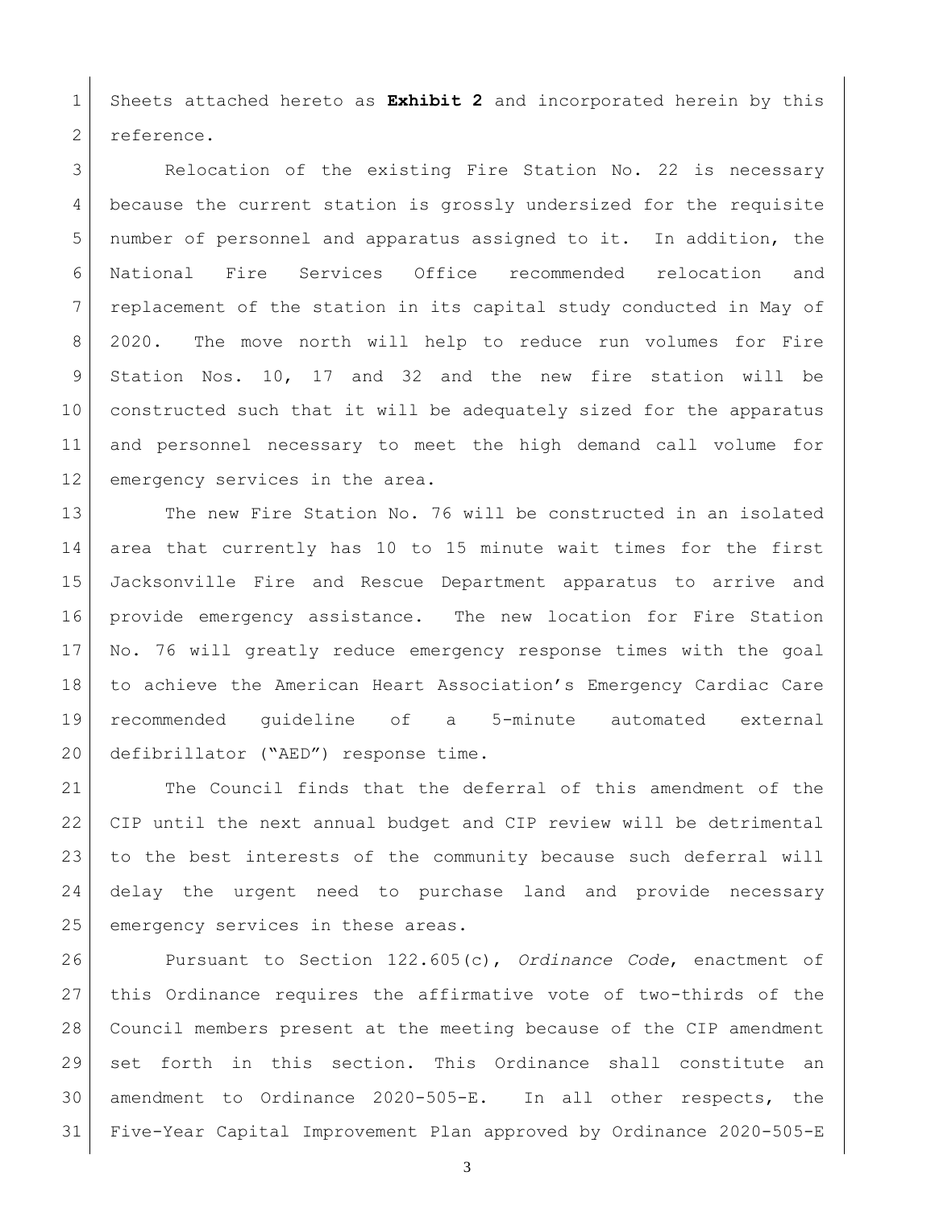Sheets attached hereto as **Exhibit 2** and incorporated herein by this reference.

Relocation of the existing Fire Station No. 22 is necessary because the current station is grossly undersized for the requisite number of personnel and apparatus assigned to it. In addition, the National Fire Services Office recommended relocation and replacement of the station in its capital study conducted in May of 2020. The move north will help to reduce run volumes for Fire Station Nos. 10, 17 and 32 and the new fire station will be constructed such that it will be adequately sized for the apparatus and personnel necessary to meet the high demand call volume for emergency services in the area.

The new Fire Station No. 76 will be constructed in an isolated area that currently has 10 to 15 minute wait times for the first Jacksonville Fire and Rescue Department apparatus to arrive and provide emergency assistance. The new location for Fire Station No. 76 will greatly reduce emergency response times with the goal to achieve the American Heart Association's Emergency Cardiac Care recommended guideline of a 5-minute automated external defibrillator ("AED") response time.

The Council finds that the deferral of this amendment of the CIP until the next annual budget and CIP review will be detrimental to the best interests of the community because such deferral will delay the urgent need to purchase land and provide necessary emergency services in these areas.

Pursuant to Section 122.605(c), *Ordinance Code*, enactment of this Ordinance requires the affirmative vote of two-thirds of the Council members present at the meeting because of the CIP amendment set forth in this section. This Ordinance shall constitute an amendment to Ordinance 2020-505-E. In all other respects, the Five-Year Capital Improvement Plan approved by Ordinance 2020-505-E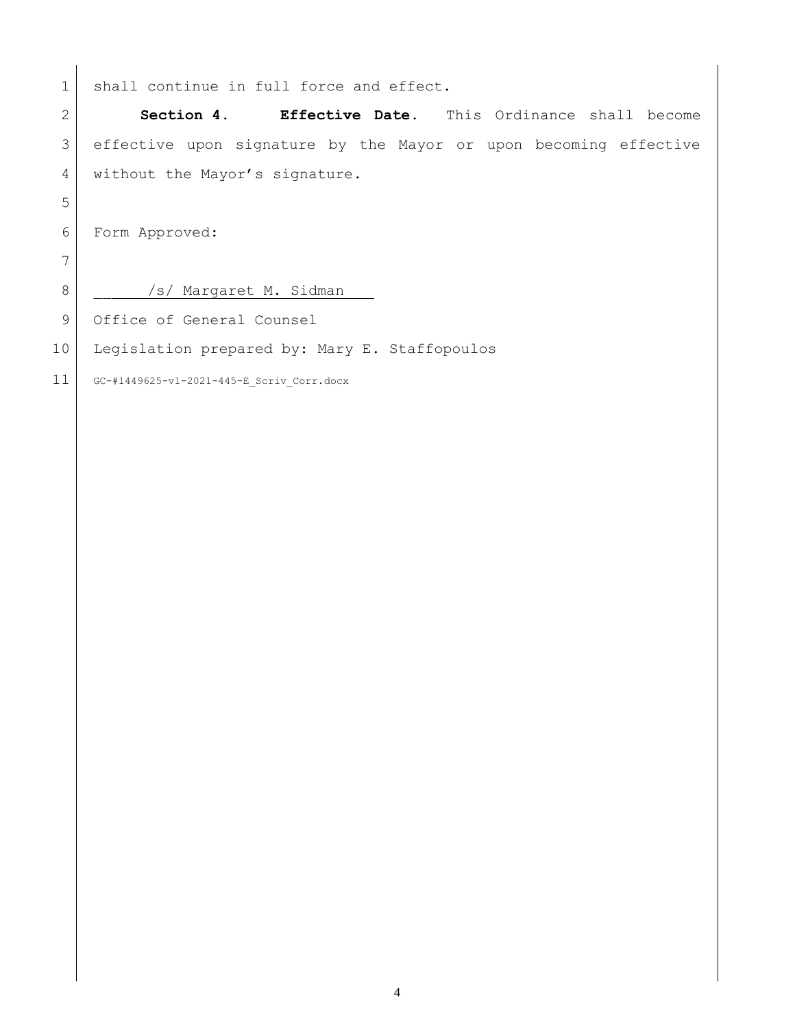shall continue in full force and effect.

**Section 4. Effective Date.** This Ordinance shall become effective upon signature by the Mayor or upon becoming effective without the Mayor's signature.

Form Approved:

/s/ Margaret M. Sidman

Office of General Counsel

Legislation prepared by: Mary E. Staffopoulos

GC-#1449625-v1-2021-445-E_Scriv_Corr.docx